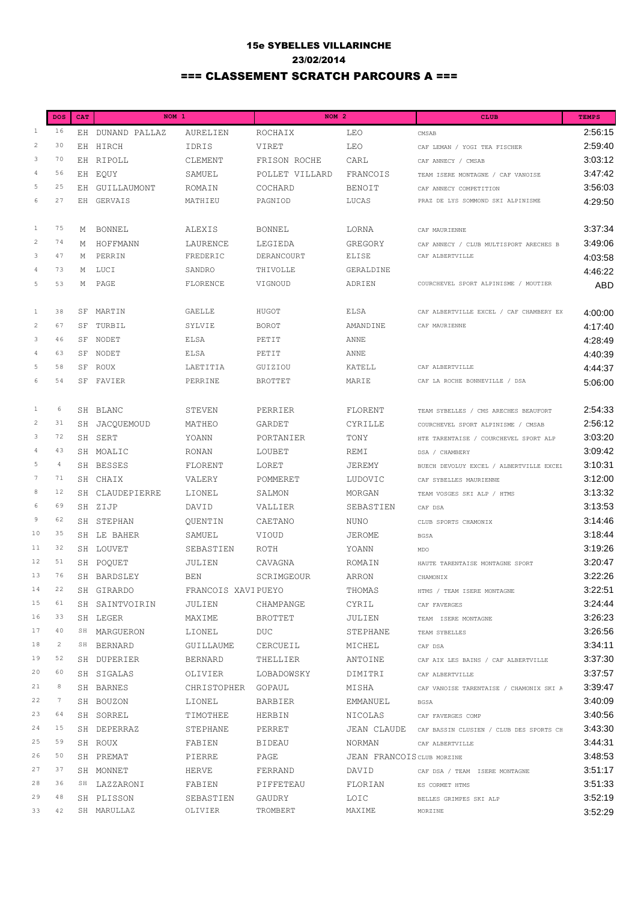# 15e SYBELLES VILLARINCHE

## 23/02/2014

## === CLASSEMENT SCRATCH PARCOURS A ===

| | DOS | CAT | NOM 1 | | NOM 2 | | CLUB | TEMPS |
|---|---|---|---|---|---|---|---|---|
| 1 | 16 | EH | DUNAND PALLAZ | AURELIEN | ROCHAIX | LEO | CMSAB | 2:56:15 |
| 2 | 30 | EH | HIRCH | IDRIS | VIRET | LEO | CAF LEMAN / YOGI TEA FISCHER | 2:59:40 |
| 3 | 70 | EH | RIPOLL | CLEMENT | FRISON ROCHE | CARL | CAF ANNECY / CMSAB | 3:03:12 |
| 4 | 56 | EH | EQUY | SAMUEL | POLLET VILLARD | FRANCOIS | TEAM ISERE MONTAGNE / CAF VANOISE | 3:47:42 |
| 5 | 25 | EH | GUILLAUMONT | ROMAIN | COCHARD | BENOIT | CAF ANNECY COMPETITION | 3:56:03 |
| 6 | 27 | EH | GERVAIS | MATHIEU | PAGNIOD | LUCAS | PRAZ DE LYS SOMMOND SKI ALPINISME | 4:29:50 |
| | | | | | | | | |
| 1 | 75 | M | BONNEL | ALEXIS | BONNEL | LORNA | CAF MAURIENNE | 3:37:34 |
| 2 | 74 | M | HOFFMANN | LAURENCE | LEGIEDA | GREGORY | CAF ANNECY / CLUB MULTISPORT ARECHES B | 3:49:06 |
| 3 | 47 | M | PERRIN | FREDERIC | DERANCOURT | ELISE | CAF ALBERTVILLE | 4:03:58 |
| 4 | 73 | M | LUCI | SANDRO | THIVOLLE | GERALDINE | | 4:46:22 |
| 5 | 53 | M | PAGE | FLORENCE | VIGNOUD | ADRIEN | COURCHEVEL SPORT ALPINISME / MOUTIER | ABD |
| | | | | | | | | |
| 1 | 38 | SF | MARTIN | GAELLE | HUGOT | ELSA | CAF ALBERTVILLE EXCEL / CAF CHAMBERY EX | 4:00:00 |
| 2 | 67 | SF | TURBIL | SYLVIE | BOROT | AMANDINE | CAF MAURIENNE | 4:17:40 |
| 3 | 46 | SF | NODET | ELSA | PETIT | ANNE | | 4:28:49 |
| 4 | 63 | SF | NODET | ELSA | PETIT | ANNE | | 4:40:39 |
| 5 | 58 | SF | ROUX | LAETITIA | GUIZIOU | KATELL | CAF ALBERTVILLE | 4:44:37 |
| 6 | 54 | SF | FAVIER | PERRINE | BROTTET | MARIE | CAF LA ROCHE BONNEVILLE / DSA | 5:06:00 |
| | | | | | | | | |
| 1 | 6 | SH | BLANC | STEVEN | PERRIER | FLORENT | TEAM SYBELLES / CMS ARECHES BEAUFORT | 2:54:33 |
| 2 | 31 | SH | JACQUEMOUD | MATHEO | GARDET | CYRILLE | COURCHEVEL SPORT ALPINISME / CMSAB | 2:56:12 |
| 3 | 72 | SH | SERT | YOANN | PORTANIER | TONY | HTE TARENTAISE / COURCHEVEL SPORT ALP | 3:03:20 |
| 4 | 43 | SH | MOALIC | RONAN | LOUBET | REMI | DSA / CHAMBERY | 3:09:42 |
| 5 | 4 | SH | BESSES | FLORENT | LORET | JEREMY | BUECH DEVOLUY EXCEL / ALBERTVILLE EXCEL | 3:10:31 |
| 7 | 71 | SH | CHAIX | VALERY | POMMERET | LUDOVIC | CAF SYBELLES MAURIENNE | 3:12:00 |
| 8 | 12 | SH | CLAUDEPIERRE | LIONEL | SALMON | MORGAN | TEAM VOSGES SKI ALP / HTMS | 3:13:32 |
| 6 | 69 | SH | ZIJP | DAVID | VALLIER | SEBASTIEN | CAF DSA | 3:13:53 |
| 9 | 62 | SH | STEPHAN | QUENTIN | CAETANO | NUNO | CLUB SPORTS CHAMONIX | 3:14:46 |
| 10 | 35 | SH | LE BAHER | SAMUEL | VIOUD | JEROME | BGSA | 3:18:44 |
| 11 | 32 | SH | LOUVET | SEBASTIEN | ROTH | YOANN | MDO | 3:19:26 |
| 12 | 51 | SH | POQUET | JULIEN | CAVAGNA | ROMAIN | HAUTE TARENTAISE MONTAGNE SPORT | 3:20:47 |
| 13 | 76 | SH | BARDSLEY | BEN | SCRIMGEOUR | ARRON | CHAMONIX | 3:22:26 |
| 14 | 22 | SH | GIRARDO | FRANCOIS XAVI | PUEYO | THOMAS | HTMS / TEAM ISERE MONTAGNE | 3:22:51 |
| 15 | 61 | SH | SAINTVOIRIN | JULIEN | CHAMPANGE | CYRIL | CAF FAVERGES | 3:24:44 |
| 16 | 33 | SH | LEGER | MAXIME | BROTTET | JULIEN | TEAM ISERE MONTAGNE | 3:26:23 |
| 17 | 40 | SH | MARGUERON | LIONEL | DUC | STEPHANE | TEAM SYBELLES | 3:26:56 |
| 18 | 2 | SH | BERNARD | GUILLAUME | CERCUEIL | MICHEL | CAF DSA | 3:34:11 |
| 19 | 52 | SH | DUPERIER | BERNARD | THELLIER | ANTOINE | CAF AIX LES BAINS / CAF ALBERTVILLE | 3:37:30 |
| 20 | 60 | SH | SIGALAS | OLIVIER | LOBADOWSKY | DIMITRI | CAF ALBERTVILLE | 3:37:57 |
| 21 | 8 | SH | BARNES | CHRISTOPHER | GOPAUL | MISHA | CAF VANOISE TARENTAISE / CHAMONIX SKI A | 3:39:47 |
| 22 | 7 | SH | BOUZON | LIONEL | BARBIER | EMMANUEL | BGSA | 3:40:09 |
| 23 | 64 | SH | SORREL | TIMOTHEE | HERBIN | NICOLAS | CAF FAVERGES COMP | 3:40:56 |
| 24 | 15 | SH | DEPERRAZ | STEPHANE | PERRET | JEAN CLAUDE | CAF BASSIN CLUSIEN / CLUB DES SPORTS CH | 3:43:30 |
| 25 | 59 | SH | ROUX | FABIEN | BIDEAU | NORMAN | CAF ALBERTVILLE | 3:44:31 |
| 26 | 50 | SH | PREMAT | PIERRE | PAGE | JEAN FRANCOIS | CLUB MORZINE | 3:48:53 |
| 27 | 37 | SH | MONNET | HERVE | FERRAND | DAVID | CAF DSA / TEAM ISERE MONTAGNE | 3:51:17 |
| 28 | 36 | SH | LAZZARONI | FABIEN | PIFFETEAU | FLORIAN | ES CORMET HTMS | 3:51:33 |
| 29 | 48 | SH | PLISSON | SEBASTIEN | GAUDRY | LOIC | BELLES GRIMPES SKI ALP | 3:52:19 |
| 33 | 42 | SH | MARULLAZ | OLIVIER | TROMBERT | MAXIME | MORZINE | 3:52:29 |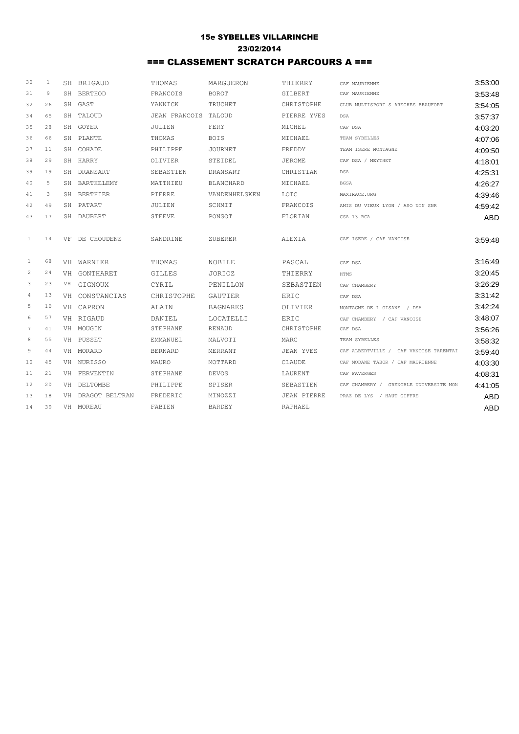### 15e SYBELLES VILLARINCHE

### 23/02/2014

## === CLASSEMENT SCRATCH PARCOURS A ===

| | | | | | | | | |
|---|---|---|---|---|---|---|---|---|
| 30 | 1 | SH | BRIGAUD | THOMAS | MARGUERON | THIERRY | CAF MAURIENNE | 3:53:00 |
| 31 | 9 | SH | BERTHOD | FRANCOIS | BOROT | GILBERT | CAF MAURIENNE | 3:53:48 |
| 32 | 26 | SH | GAST | YANNICK | TRUCHET | CHRISTOPHE | CLUB MULTISPORT S ARECHES BEAUFORT | 3:54:05 |
| 34 | 65 | SH | TALOUD | JEAN FRANCOIS | TALOUD | PIERRE YVES | DSA | 3:57:37 |
| 35 | 28 | SH | GOYER | JULIEN | FERY | MICHEL | CAF DSA | 4:03:20 |
| 36 | 66 | SH | PLANTE | THOMAS | BOIS | MICHAEL | TEAM SYBELLES | 4:07:06 |
| 37 | 11 | SH | COHADE | PHILIPPE | JOURNET | FREDDY | TEAM ISERE MONTAGNE | 4:09:50 |
| 38 | 29 | SH | HARRY | OLIVIER | STEIDEL | JEROME | CAF DSA / MEYTHET | 4:18:01 |
| 39 | 19 | SH | DRANSART | SEBASTIEN | DRANSART | CHRISTIAN | DSA | 4:25:31 |
| 40 | 5 | SH | BARTHELEMY | MATTHIEU | BLANCHARD | MICHAEL | BGSA | 4:26:27 |
| 41 | 3 | SH | BERTHIER | PIERRE | VANDENHELSKEN | LOIC | MAXIRACE.ORG | 4:39:46 |
| 42 | 49 | SH | PATART | JULIEN | SCHMIT | FRANCOIS | AMIS DU VIEUX LYON / ASO NTN SNR | 4:59:42 |
| 43 | 17 | SH | DAUBERT | STEEVE | PONSOT | FLORIAN | CSA 13 BCA | ABD |

| | | | | | | | | |
|---|---|---|---|---|---|---|---|---|
| 1 | 14 | VF | DE CHOUDENS | SANDRINE | ZUBERER | ALEXIA | CAF ISERE / CAF VANOISE | 3:59:48 |

| | | | | | | | | |
|---|---|---|---|---|---|---|---|---|
| 1 | 68 | VH | WARNIER | THOMAS | NOBILE | PASCAL | CAF DSA | 3:16:49 |
| 2 | 24 | VH | GONTHARET | GILLES | JORIOZ | THIERRY | HTMS | 3:20:45 |
| 3 | 23 | VH | GIGNOUX | CYRIL | PENILLON | SEBASTIEN | CAF CHAMBERY | 3:26:29 |
| 4 | 13 | VH | CONSTANCIAS | CHRISTOPHE | GAUTIER | ERIC | CAF DSA | 3:31:42 |
| 5 | 10 | VH | CAPRON | ALAIN | BAGNARES | OLIVIER | MONTAGNE DE L OISANS / DSA | 3:42:24 |
| 6 | 57 | VH | RIGAUD | DANIEL | LOCATELLI | ERIC | CAF CHAMBERY / CAF VANOISE | 3:48:07 |
| 7 | 41 | VH | MOUGIN | STEPHANE | RENAUD | CHRISTOPHE | CAF DSA | 3:56:26 |
| 8 | 55 | VH | PUSSET | EMMANUEL | MALVOTI | MARC | TEAM SYBELLES | 3:58:32 |
| 9 | 44 | VH | MORARD | BERNARD | MERRANT | JEAN YVES | CAF ALBERTVILLE / CAF VANOISE TARENTAI | 3:59:40 |
| 10 | 45 | VH | NURISSO | MAURO | MOTTARD | CLAUDE | CAF MODANE TABOR / CAF MAURIENNE | 4:03:30 |
| 11 | 21 | VH | FERVENTIN | STEPHANE | DEVOS | LAURENT | CAF FAVERGES | 4:08:31 |
| 12 | 20 | VH | DELTOMBE | PHILIPPE | SPISER | SEBASTIEN | CAF CHAMBERY / GRENOBLE UNIVERSITE MON | 4:41:05 |
| 13 | 18 | VH | DRAGOT BELTRAN | FREDERIC | MINOZZI | JEAN PIERRE | PRAZ DE LYS / HAUT GIFFRE | ABD |
| 14 | 39 | VH | MOREAU | FABIEN | BARDEY | RAPHAEL | | ABD |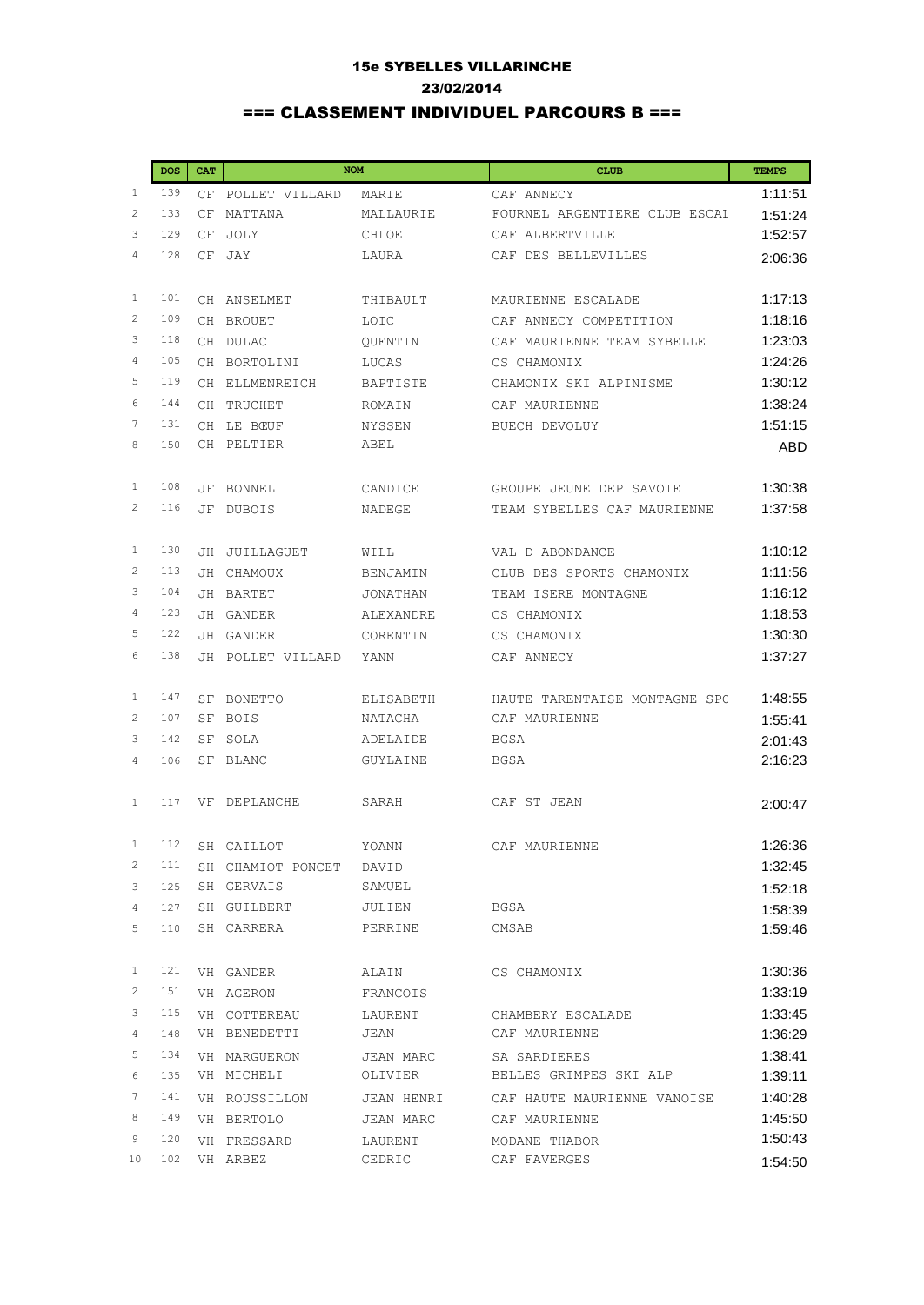# 15e SYBELLES VILLARINCHE

## 23/02/2014

## === CLASSEMENT INDIVIDUEL PARCOURS B ===

| | DOS | CAT | NOM | | CLUB | TEMPS |
|---|---|---|---|---|---|---|
| 1 | 139 | CF | POLLET VILLARD | MARIE | CAF ANNECY | 1:11:51 |
| 2 | 133 | CF | MATTANA | MALLAURIE | FOURNEL ARGENTIERE CLUB ESCAI | 1:51:24 |
| 3 | 129 | CF | JOLY | CHLOE | CAF ALBERTVILLE | 1:52:57 |
| 4 | 128 | CF | JAY | LAURA | CAF DES BELLEVILLES | 2:06:36 |
| 1 | 101 | CH | ANSELMET | THIBAULT | MAURIENNE ESCALADE | 1:17:13 |
| 2 | 109 | CH | BROUET | LOIC | CAF ANNECY COMPETITION | 1:18:16 |
| 3 | 118 | CH | DULAC | QUENTIN | CAF MAURIENNE TEAM SYBELLE | 1:23:03 |
| 4 | 105 | CH | BORTOLINI | LUCAS | CS CHAMONIX | 1:24:26 |
| 5 | 119 | CH | ELLMENREICH | BAPTISTE | CHAMONIX SKI ALPINISME | 1:30:12 |
| 6 | 144 | CH | TRUCHET | ROMAIN | CAF MAURIENNE | 1:38:24 |
| 7 | 131 | CH | LE BŒUF | NYSSEN | BUECH DEVOLUY | 1:51:15 |
| 8 | 150 | CH | PELTIER | ABEL | | ABD |
| 1 | 108 | JF | BONNEL | CANDICE | GROUPE JEUNE DEP SAVOIE | 1:30:38 |
| 2 | 116 | JF | DUBOIS | NADEGE | TEAM SYBELLES CAF MAURIENNE | 1:37:58 |
| 1 | 130 | JH | JUILLAGUET | WILL | VAL D ABONDANCE | 1:10:12 |
| 2 | 113 | JH | CHAMOUX | BENJAMIN | CLUB DES SPORTS CHAMONIX | 1:11:56 |
| 3 | 104 | JH | BARTET | JONATHAN | TEAM ISERE MONTAGNE | 1:16:12 |
| 4 | 123 | JH | GANDER | ALEXANDRE | CS CHAMONIX | 1:18:53 |
| 5 | 122 | JH | GANDER | CORENTIN | CS CHAMONIX | 1:30:30 |
| 6 | 138 | JH | POLLET VILLARD | YANN | CAF ANNECY | 1:37:27 |
| 1 | 147 | SF | BONETTO | ELISABETH | HAUTE TARENTAISE MONTAGNE SPC | 1:48:55 |
| 2 | 107 | SF | BOIS | NATACHA | CAF MAURIENNE | 1:55:41 |
| 3 | 142 | SF | SOLA | ADELAIDE | BGSA | 2:01:43 |
| 4 | 106 | SF | BLANC | GUYLAINE | BGSA | 2:16:23 |
| 1 | 117 | VF | DEPLANCHE | SARAH | CAF ST JEAN | 2:00:47 |
| 1 | 112 | SH | CAILLOT | YOANN | CAF MAURIENNE | 1:26:36 |
| 2 | 111 | SH | CHAMIOT PONCET | DAVID | | 1:32:45 |
| 3 | 125 | SH | GERVAIS | SAMUEL | | 1:52:18 |
| 4 | 127 | SH | GUILBERT | JULIEN | BGSA | 1:58:39 |
| 5 | 110 | SH | CARRERA | PERRINE | CMSAB | 1:59:46 |
| 1 | 121 | VH | GANDER | ALAIN | CS CHAMONIX | 1:30:36 |
| 2 | 151 | VH | AGERON | FRANCOIS | | 1:33:19 |
| 3 | 115 | VH | COTTEREAU | LAURENT | CHAMBERY ESCALADE | 1:33:45 |
| 4 | 148 | VH | BENEDETTI | JEAN | CAF MAURIENNE | 1:36:29 |
| 5 | 134 | VH | MARGUERON | JEAN MARC | SA SARDIERES | 1:38:41 |
| 6 | 135 | VH | MICHELI | OLIVIER | BELLES GRIMPES SKI ALP | 1:39:11 |
| 7 | 141 | VH | ROUSSILLON | JEAN HENRI | CAF HAUTE MAURIENNE VANOISE | 1:40:28 |
| 8 | 149 | VH | BERTOLO | JEAN MARC | CAF MAURIENNE | 1:45:50 |
| 9 | 120 | VH | FRESSARD | LAURENT | MODANE THABOR | 1:50:43 |
| 10 | 102 | VH | ARBEZ | CEDRIC | CAF FAVERGES | 1:54:50 |